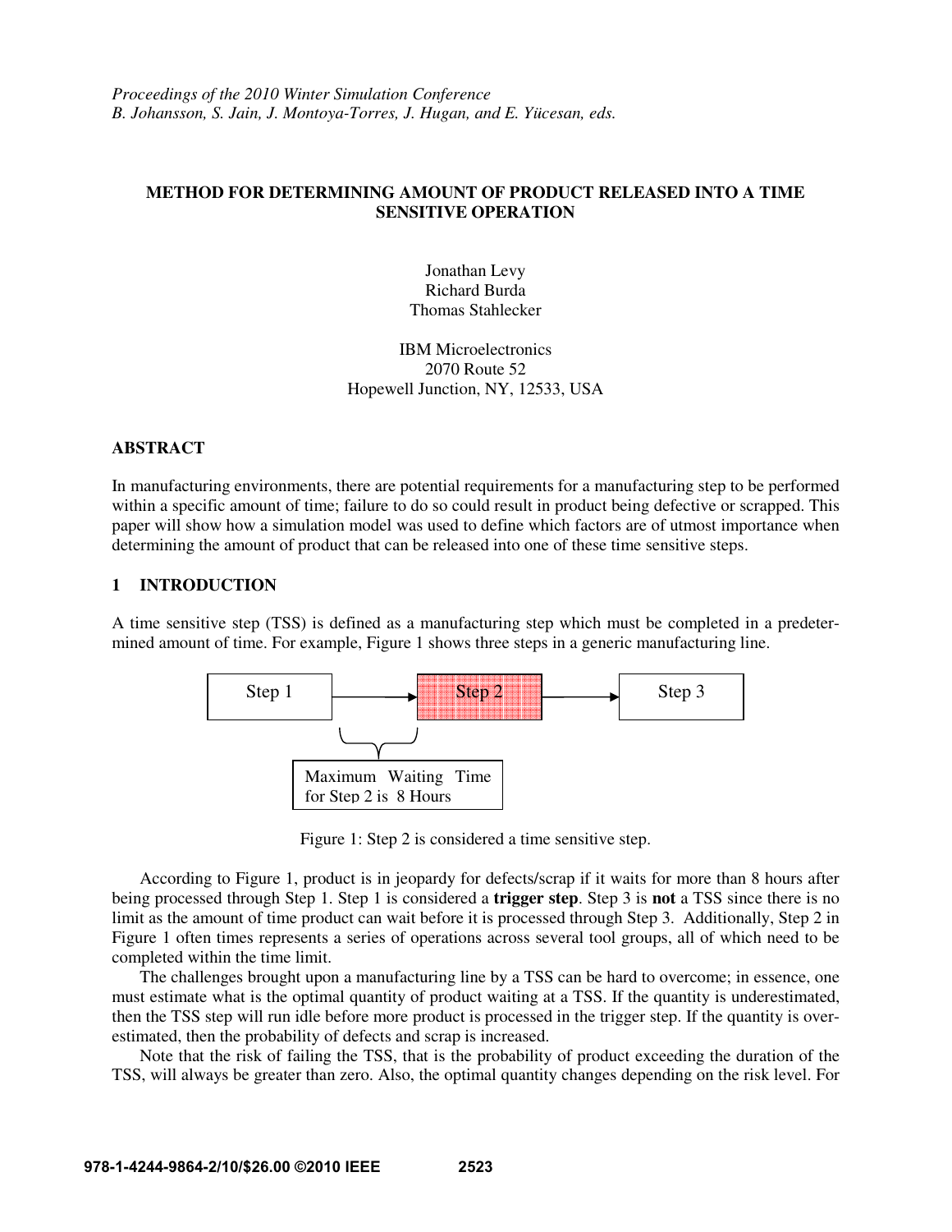*Proceedings of the 2010 Winter Simulation Conference*
*B. Johansson, S. Jain, J. Montoya-Torres, J. Hugan, and E. Yücesan, eds.*

# METHOD FOR DETERMINING AMOUNT OF PRODUCT RELEASED INTO A TIME SENSITIVE OPERATION

Jonathan Levy
Richard Burda
Thomas Stahlecker

IBM Microelectronics
2070 Route 52
Hopewell Junction, NY, 12533, USA

## ABSTRACT

In manufacturing environments, there are potential requirements for a manufacturing step to be performed within a specific amount of time; failure to do so could result in product being defective or scrapped. This paper will show how a simulation model was used to define which factors are of utmost importance when determining the amount of product that can be released into one of these time sensitive steps.

## 1 INTRODUCTION

A time sensitive step (TSS) is defined as a manufacturing step which must be completed in a predetermined amount of time. For example, Figure 1 shows three steps in a generic manufacturing line.

Step 1 → Step 2 → Step 3

Maximum Waiting Time for Step 2 is 8 Hours

Figure 1: Step 2 is considered a time sensitive step.

According to Figure 1, product is in jeopardy for defects/scrap if it waits for more than 8 hours after being processed through Step 1. Step 1 is considered a **trigger step**. Step 3 is **not** a TSS since there is no limit as the amount of time product can wait before it is processed through Step 3. Additionally, Step 2 in Figure 1 often times represents a series of operations across several tool groups, all of which need to be completed within the time limit.

The challenges brought upon a manufacturing line by a TSS can be hard to overcome; in essence, one must estimate what is the optimal quantity of product waiting at a TSS. If the quantity is underestimated, then the TSS step will run idle before more product is processed in the trigger step. If the quantity is overestimated, then the probability of defects and scrap is increased.

Note that the risk of failing the TSS, that is the probability of product exceeding the duration of the TSS, will always be greater than zero. Also, the optimal quantity changes depending on the risk level. For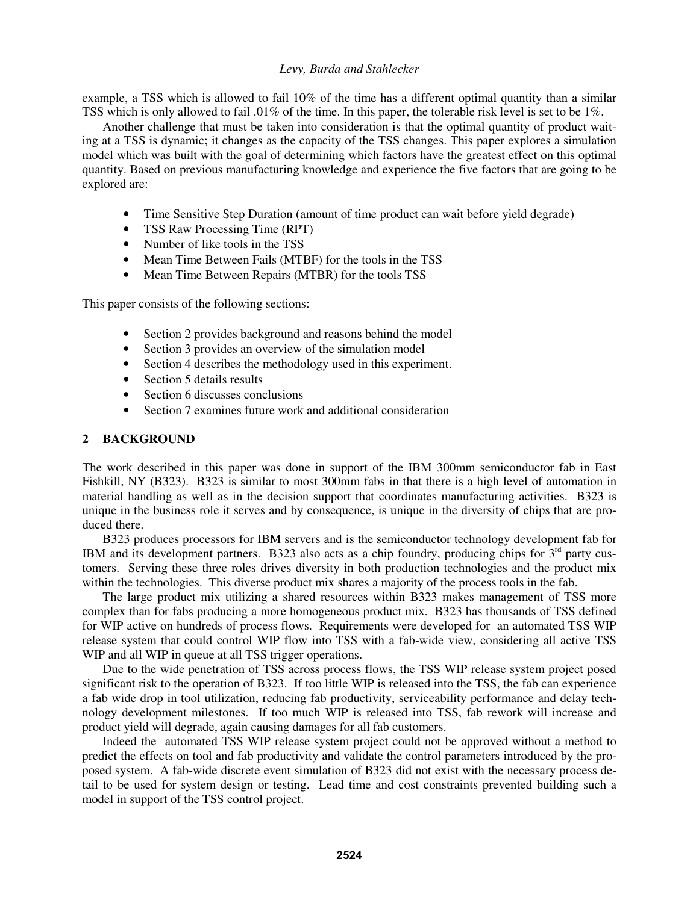example, a TSS which is allowed to fail 10% of the time has a different optimal quantity than a similar TSS which is only allowed to fail .01% of the time. In this paper, the tolerable risk level is set to be 1%.

Another challenge that must be taken into consideration is that the optimal quantity of product waiting at a TSS is dynamic; it changes as the capacity of the TSS changes. This paper explores a simulation model which was built with the goal of determining which factors have the greatest effect on this optimal quantity. Based on previous manufacturing knowledge and experience the five factors that are going to be explored are:

- Time Sensitive Step Duration (amount of time product can wait before yield degrade)
- TSS Raw Processing Time (RPT)
- Number of like tools in the TSS
- Mean Time Between Fails (MTBF) for the tools in the TSS
- Mean Time Between Repairs (MTBR) for the tools TSS

This paper consists of the following sections:

- Section 2 provides background and reasons behind the model
- Section 3 provides an overview of the simulation model
- Section 4 describes the methodology used in this experiment.
- Section 5 details results
- Section 6 discusses conclusions
- Section 7 examines future work and additional consideration

## 2 BACKGROUND

The work described in this paper was done in support of the IBM 300mm semiconductor fab in East Fishkill, NY (B323). B323 is similar to most 300mm fabs in that there is a high level of automation in material handling as well as in the decision support that coordinates manufacturing activities. B323 is unique in the business role it serves and by consequence, is unique in the diversity of chips that are produced there.

B323 produces processors for IBM servers and is the semiconductor technology development fab for IBM and its development partners. B323 also acts as a chip foundry, producing chips for 3rd party customers. Serving these three roles drives diversity in both production technologies and the product mix within the technologies. This diverse product mix shares a majority of the process tools in the fab.

The large product mix utilizing a shared resources within B323 makes management of TSS more complex than for fabs producing a more homogeneous product mix. B323 has thousands of TSS defined for WIP active on hundreds of process flows. Requirements were developed for an automated TSS WIP release system that could control WIP flow into TSS with a fab-wide view, considering all active TSS WIP and all WIP in queue at all TSS trigger operations.

Due to the wide penetration of TSS across process flows, the TSS WIP release system project posed significant risk to the operation of B323. If too little WIP is released into the TSS, the fab can experience a fab wide drop in tool utilization, reducing fab productivity, serviceability performance and delay technology development milestones. If too much WIP is released into TSS, fab rework will increase and product yield will degrade, again causing damages for all fab customers.

Indeed the automated TSS WIP release system project could not be approved without a method to predict the effects on tool and fab productivity and validate the control parameters introduced by the proposed system. A fab-wide discrete event simulation of B323 did not exist with the necessary process detail to be used for system design or testing. Lead time and cost constraints prevented building such a model in support of the TSS control project.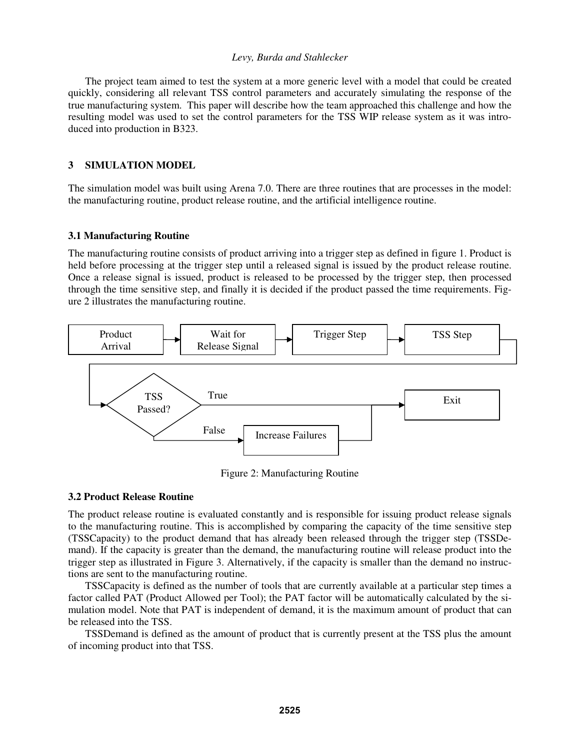The project team aimed to test the system at a more generic level with a model that could be created quickly, considering all relevant TSS control parameters and accurately simulating the response of the true manufacturing system. This paper will describe how the team approached this challenge and how the resulting model was used to set the control parameters for the TSS WIP release system as it was introduced into production in B323.

## 3 SIMULATION MODEL

The simulation model was built using Arena 7.0. There are three routines that are processes in the model: the manufacturing routine, product release routine, and the artificial intelligence routine.

### 3.1 Manufacturing Routine

The manufacturing routine consists of product arriving into a trigger step as defined in figure 1. Product is held before processing at the trigger step until a released signal is issued by the product release routine. Once a release signal is issued, product is released to be processed by the trigger step, then processed through the time sensitive step, and finally it is decided if the product passed the time requirements. Figure 2 illustrates the manufacturing routine.

Product Arrival → Wait for Release Signal → Trigger Step → TSS Step → TSS Passed? (True → Exit; False → Increase Failures → Exit)

Figure 2: Manufacturing Routine

### 3.2 Product Release Routine

The product release routine is evaluated constantly and is responsible for issuing product release signals to the manufacturing routine. This is accomplished by comparing the capacity of the time sensitive step (TSSCapacity) to the product demand that has already been released through the trigger step (TSSDemand). If the capacity is greater than the demand, the manufacturing routine will release product into the trigger step as illustrated in Figure 3. Alternatively, if the capacity is smaller than the demand no instructions are sent to the manufacturing routine.

TSSCapacity is defined as the number of tools that are currently available at a particular step times a factor called PAT (Product Allowed per Tool); the PAT factor will be automatically calculated by the simulation model. Note that PAT is independent of demand, it is the maximum amount of product that can be released into the TSS.

TSSDemand is defined as the amount of product that is currently present at the TSS plus the amount of incoming product into that TSS.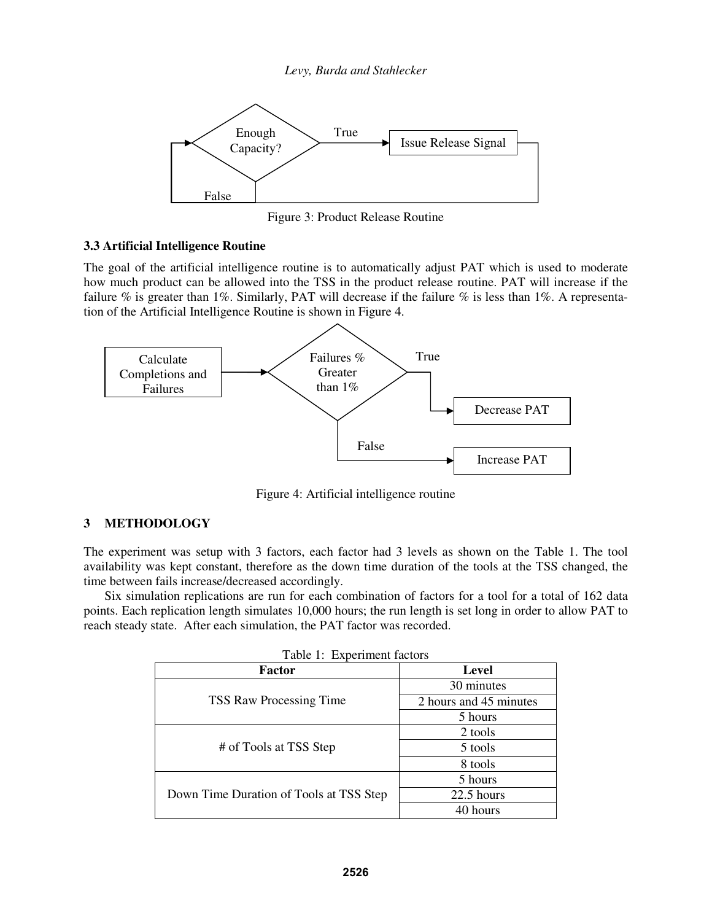Figure 3: Product Release Routine

### 3.3 Artificial Intelligence Routine

The goal of the artificial intelligence routine is to automatically adjust PAT which is used to moderate how much product can be allowed into the TSS in the product release routine. PAT will increase if the failure % is greater than 1%. Similarly, PAT will decrease if the failure % is less than 1%. A representation of the Artificial Intelligence Routine is shown in Figure 4.

Figure 4: Artificial intelligence routine

## 3 METHODOLOGY

The experiment was setup with 3 factors, each factor had 3 levels as shown on the Table 1. The tool availability was kept constant, therefore as the down time duration of the tools at the TSS changed, the time between fails increase/decreased accordingly.

Six simulation replications are run for each combination of factors for a tool for a total of 162 data points. Each replication length simulates 10,000 hours; the run length is set long in order to allow PAT to reach steady state. After each simulation, the PAT factor was recorded.

Table 1: Experiment factors

| Factor | Level |
|---|---|
| TSS Raw Processing Time | 30 minutes |
| | 2 hours and 45 minutes |
| | 5 hours |
| # of Tools at TSS Step | 2 tools |
| | 5 tools |
| | 8 tools |
| Down Time Duration of Tools at TSS Step | 5 hours |
| | 22.5 hours |
| | 40 hours |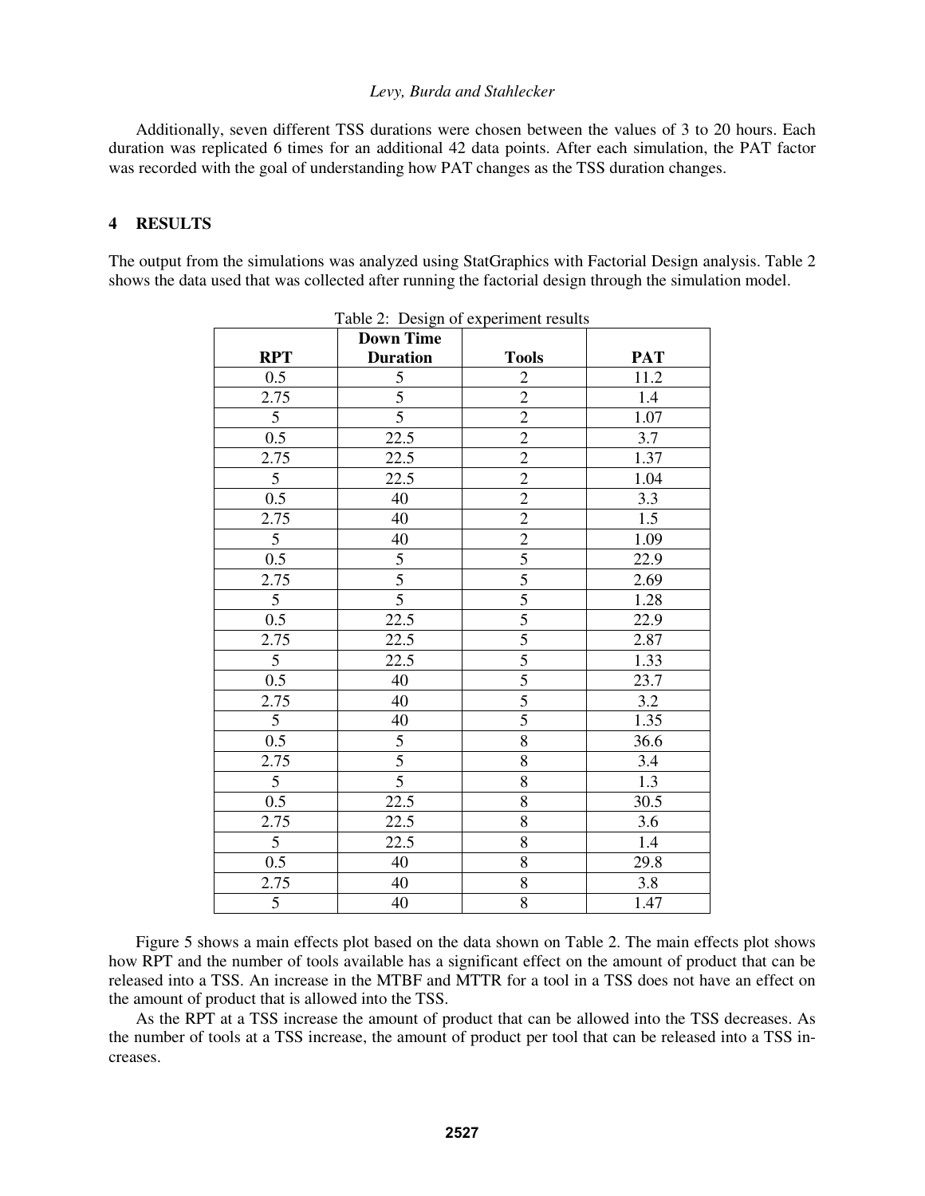Additionally, seven different TSS durations were chosen between the values of 3 to 20 hours. Each duration was replicated 6 times for an additional 42 data points. After each simulation, the PAT factor was recorded with the goal of understanding how PAT changes as the TSS duration changes.

## 4 RESULTS

The output from the simulations was analyzed using StatGraphics with Factorial Design analysis. Table 2 shows the data used that was collected after running the factorial design through the simulation model.

Table 2: Design of experiment results

| RPT | Down Time Duration | Tools | PAT |
|---|---|---|---|
| 0.5 | 5 | 2 | 11.2 |
| 2.75 | 5 | 2 | 1.4 |
| 5 | 5 | 2 | 1.07 |
| 0.5 | 22.5 | 2 | 3.7 |
| 2.75 | 22.5 | 2 | 1.37 |
| 5 | 22.5 | 2 | 1.04 |
| 0.5 | 40 | 2 | 3.3 |
| 2.75 | 40 | 2 | 1.5 |
| 5 | 40 | 2 | 1.09 |
| 0.5 | 5 | 5 | 22.9 |
| 2.75 | 5 | 5 | 2.69 |
| 5 | 5 | 5 | 1.28 |
| 0.5 | 22.5 | 5 | 22.9 |
| 2.75 | 22.5 | 5 | 2.87 |
| 5 | 22.5 | 5 | 1.33 |
| 0.5 | 40 | 5 | 23.7 |
| 2.75 | 40 | 5 | 3.2 |
| 5 | 40 | 5 | 1.35 |
| 0.5 | 5 | 8 | 36.6 |
| 2.75 | 5 | 8 | 3.4 |
| 5 | 5 | 8 | 1.3 |
| 0.5 | 22.5 | 8 | 30.5 |
| 2.75 | 22.5 | 8 | 3.6 |
| 5 | 22.5 | 8 | 1.4 |
| 0.5 | 40 | 8 | 29.8 |
| 2.75 | 40 | 8 | 3.8 |
| 5 | 40 | 8 | 1.47 |

Figure 5 shows a main effects plot based on the data shown on Table 2. The main effects plot shows how RPT and the number of tools available has a significant effect on the amount of product that can be released into a TSS. An increase in the MTBF and MTTR for a tool in a TSS does not have an effect on the amount of product that is allowed into the TSS.

As the RPT at a TSS increase the amount of product that can be allowed into the TSS decreases. As the number of tools at a TSS increase, the amount of product per tool that can be released into a TSS increases.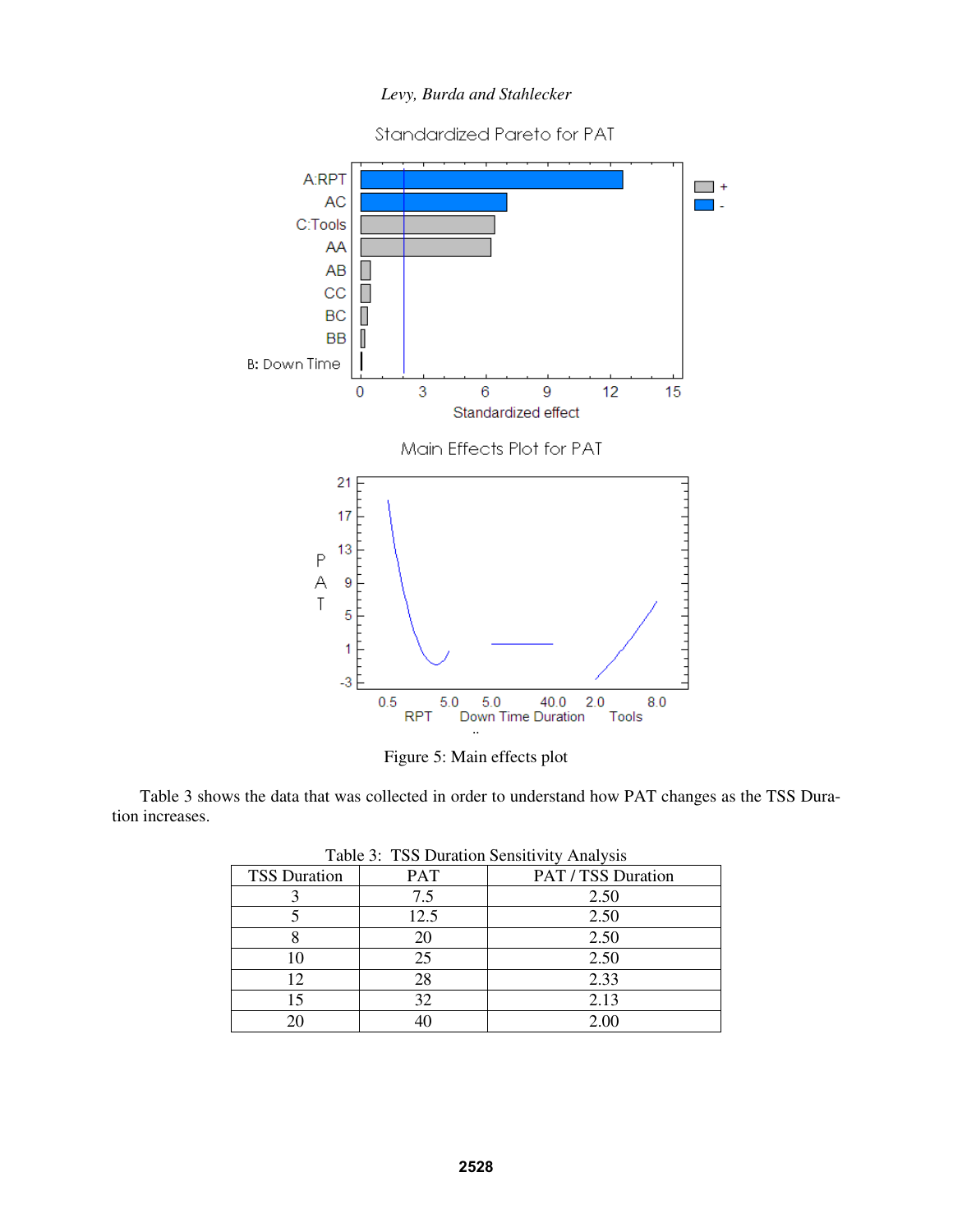Figure 5: Main effects plot

Table 3 shows the data that was collected in order to understand how PAT changes as the TSS Duration increases.

Table 3: TSS Duration Sensitivity Analysis

| TSS Duration | PAT | PAT / TSS Duration |
|---|---|---|
| 3 | 7.5 | 2.50 |
| 5 | 12.5 | 2.50 |
| 8 | 20 | 2.50 |
| 10 | 25 | 2.50 |
| 12 | 28 | 2.33 |
| 15 | 32 | 2.13 |
| 20 | 40 | 2.00 |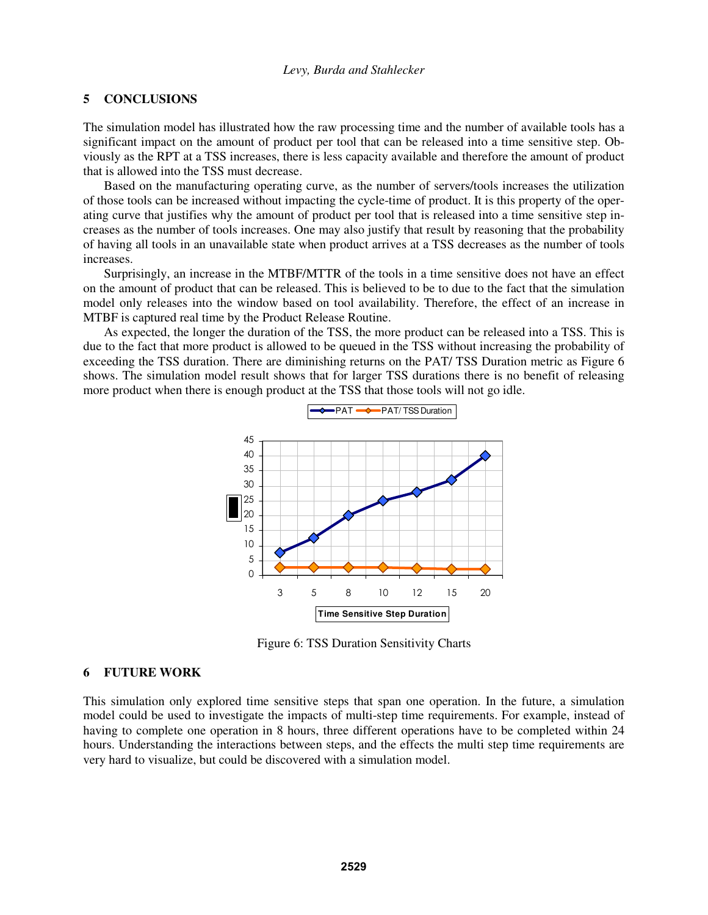## 5 CONCLUSIONS

The simulation model has illustrated how the raw processing time and the number of available tools has a significant impact on the amount of product per tool that can be released into a time sensitive step. Obviously as the RPT at a TSS increases, there is less capacity available and therefore the amount of product that is allowed into the TSS must decrease.

Based on the manufacturing operating curve, as the number of servers/tools increases the utilization of those tools can be increased without impacting the cycle-time of product. It is this property of the operating curve that justifies why the amount of product per tool that is released into a time sensitive step increases as the number of tools increases. One may also justify that result by reasoning that the probability of having all tools in an unavailable state when product arrives at a TSS decreases as the number of tools increases.

Surprisingly, an increase in the MTBF/MTTR of the tools in a time sensitive does not have an effect on the amount of product that can be released. This is believed to be to due to the fact that the simulation model only releases into the window based on tool availability. Therefore, the effect of an increase in MTBF is captured real time by the Product Release Routine.

As expected, the longer the duration of the TSS, the more product can be released into a TSS. This is due to the fact that more product is allowed to be queued in the TSS without increasing the probability of exceeding the TSS duration. There are diminishing returns on the PAT/ TSS Duration metric as Figure 6 shows. The simulation model result shows that for larger TSS durations there is no benefit of releasing more product when there is enough product at the TSS that those tools will not go idle.

PAT
PAT/ TSS Duration

45
40
35
30
25
20
15
10
5
0

3 5 8 10 12 15 20

Time Sensitive Step Duration

Figure 6: TSS Duration Sensitivity Charts

## 6 FUTURE WORK

This simulation only explored time sensitive steps that span one operation. In the future, a simulation model could be used to investigate the impacts of multi-step time requirements. For example, instead of having to complete one operation in 8 hours, three different operations have to be completed within 24 hours. Understanding the interactions between steps, and the effects the multi step time requirements are very hard to visualize, but could be discovered with a simulation model.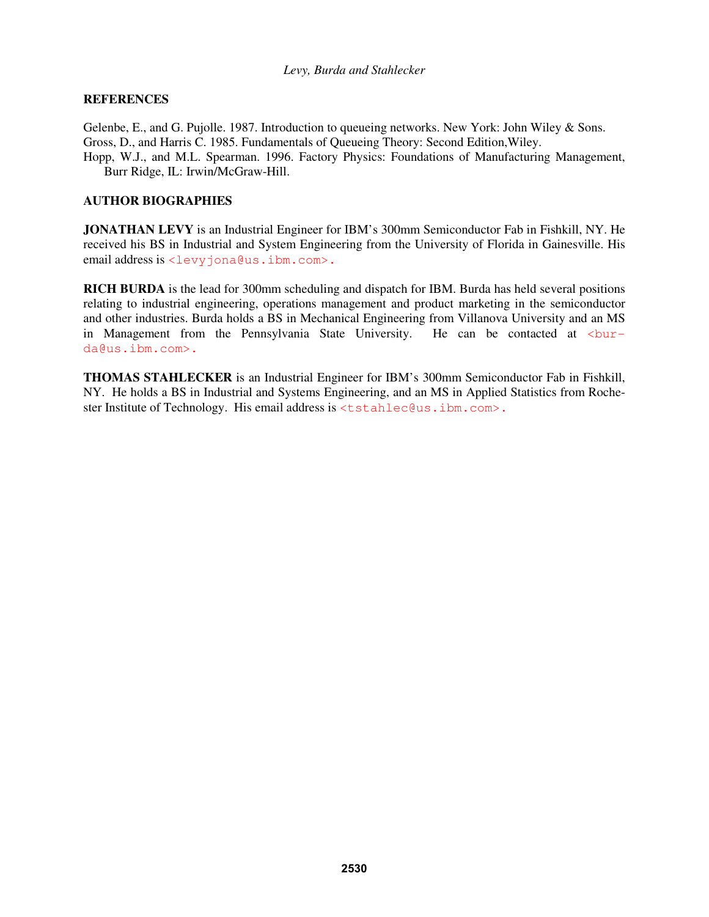## REFERENCES

Gelenbe, E., and G. Pujolle. 1987. Introduction to queueing networks. New York: John Wiley & Sons.

Gross, D., and Harris C. 1985. Fundamentals of Queueing Theory: Second Edition,Wiley.

Hopp, W.J., and M.L. Spearman. 1996. Factory Physics: Foundations of Manufacturing Management, Burr Ridge, IL: Irwin/McGraw-Hill.

## AUTHOR BIOGRAPHIES

**JONATHAN LEVY** is an Industrial Engineer for IBM's 300mm Semiconductor Fab in Fishkill, NY. He received his BS in Industrial and System Engineering from the University of Florida in Gainesville. His email address is <levyjona@us.ibm.com>.

**RICH BURDA** is the lead for 300mm scheduling and dispatch for IBM. Burda has held several positions relating to industrial engineering, operations management and product marketing in the semiconductor and other industries. Burda holds a BS in Mechanical Engineering from Villanova University and an MS in Management from the Pennsylvania State University. He can be contacted at <burda@us.ibm.com>.

**THOMAS STAHLECKER** is an Industrial Engineer for IBM's 300mm Semiconductor Fab in Fishkill, NY. He holds a BS in Industrial and Systems Engineering, and an MS in Applied Statistics from Rochester Institute of Technology. His email address is <tstahlec@us.ibm.com>.